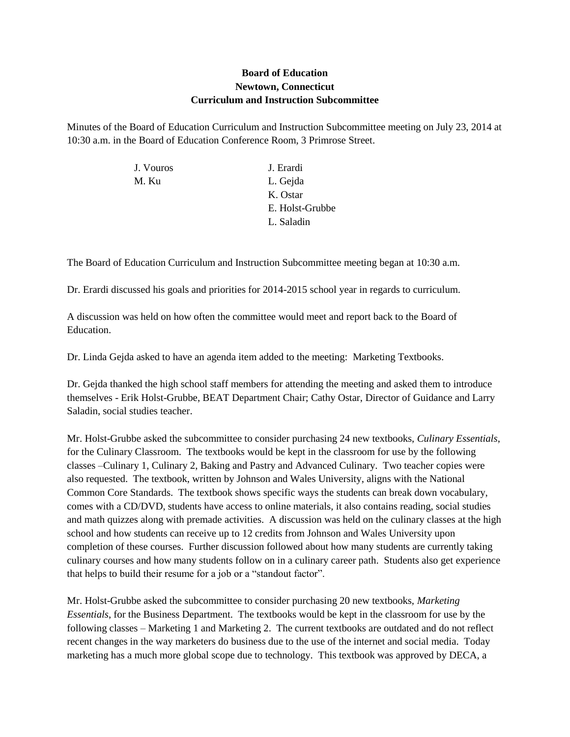**Board of Education**
**Newtown, Connecticut**
**Curriculum and Instruction Subcommittee**

Minutes of the Board of Education Curriculum and Instruction Subcommittee meeting on July 23, 2014 at 10:30 a.m. in the Board of Education Conference Room, 3 Primrose Street.

| | |
|---|---|
| J. Vouros | J. Erardi |
| M. Ku | L. Gejda |
| | K. Ostar |
| | E. Holst-Grubbe |
| | L. Saladin |

The Board of Education Curriculum and Instruction Subcommittee meeting began at 10:30 a.m.

Dr. Erardi discussed his goals and priorities for 2014-2015 school year in regards to curriculum.

A discussion was held on how often the committee would meet and report back to the Board of Education.

Dr. Linda Gejda asked to have an agenda item added to the meeting: Marketing Textbooks.

Dr. Gejda thanked the high school staff members for attending the meeting and asked them to introduce themselves - Erik Holst-Grubbe, BEAT Department Chair; Cathy Ostar, Director of Guidance and Larry Saladin, social studies teacher.

Mr. Holst-Grubbe asked the subcommittee to consider purchasing 24 new textbooks, *Culinary Essentials*, for the Culinary Classroom. The textbooks would be kept in the classroom for use by the following classes –Culinary 1, Culinary 2, Baking and Pastry and Advanced Culinary. Two teacher copies were also requested. The textbook, written by Johnson and Wales University, aligns with the National Common Core Standards. The textbook shows specific ways the students can break down vocabulary, comes with a CD/DVD, students have access to online materials, it also contains reading, social studies and math quizzes along with premade activities. A discussion was held on the culinary classes at the high school and how students can receive up to 12 credits from Johnson and Wales University upon completion of these courses. Further discussion followed about how many students are currently taking culinary courses and how many students follow on in a culinary career path. Students also get experience that helps to build their resume for a job or a "standout factor".

Mr. Holst-Grubbe asked the subcommittee to consider purchasing 20 new textbooks, *Marketing Essentials*, for the Business Department. The textbooks would be kept in the classroom for use by the following classes – Marketing 1 and Marketing 2. The current textbooks are outdated and do not reflect recent changes in the way marketers do business due to the use of the internet and social media. Today marketing has a much more global scope due to technology. This textbook was approved by DECA, a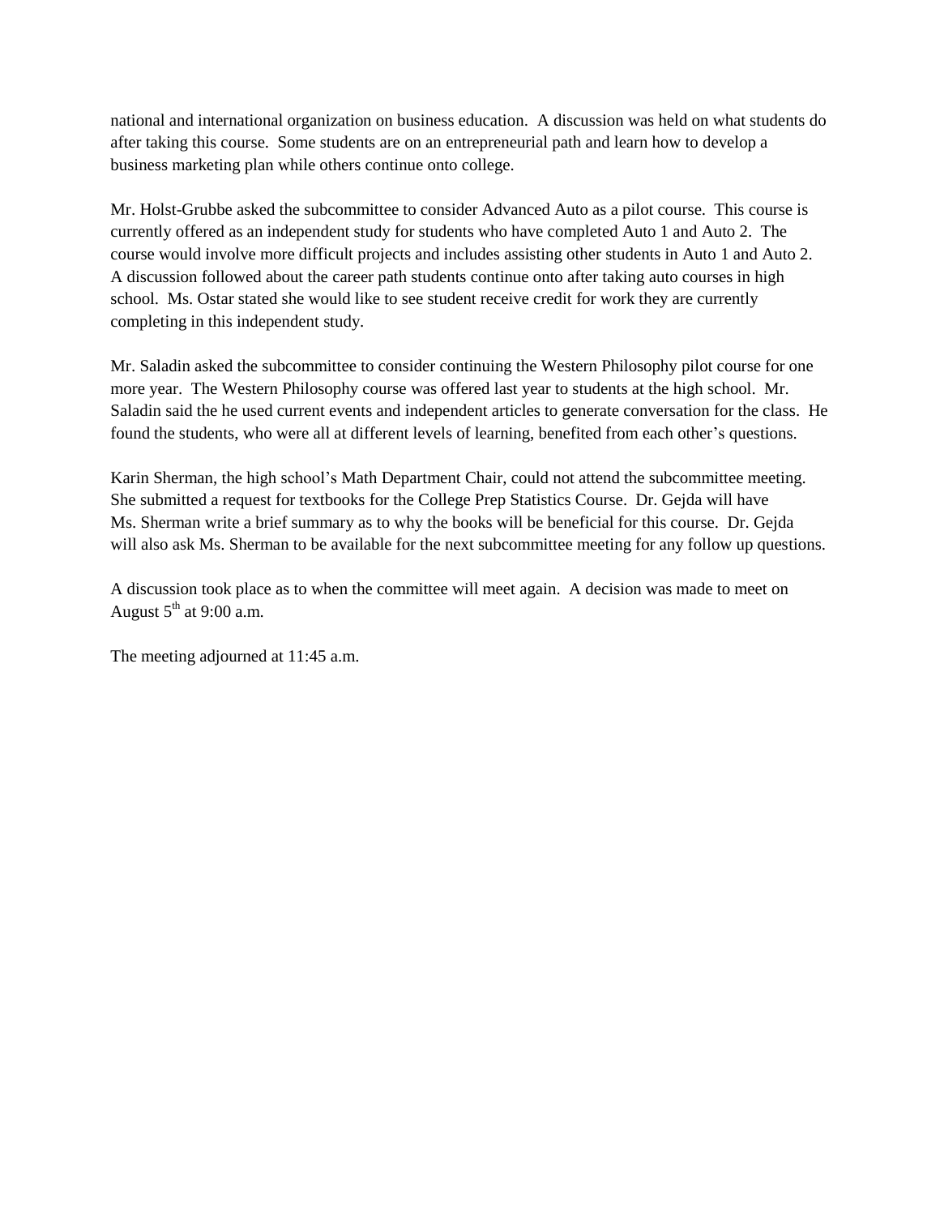national and international organization on business education. A discussion was held on what students do after taking this course. Some students are on an entrepreneurial path and learn how to develop a business marketing plan while others continue onto college.

Mr. Holst-Grubbe asked the subcommittee to consider Advanced Auto as a pilot course. This course is currently offered as an independent study for students who have completed Auto 1 and Auto 2. The course would involve more difficult projects and includes assisting other students in Auto 1 and Auto 2. A discussion followed about the career path students continue onto after taking auto courses in high school. Ms. Ostar stated she would like to see student receive credit for work they are currently completing in this independent study.

Mr. Saladin asked the subcommittee to consider continuing the Western Philosophy pilot course for one more year. The Western Philosophy course was offered last year to students at the high school. Mr. Saladin said the he used current events and independent articles to generate conversation for the class. He found the students, who were all at different levels of learning, benefited from each other's questions.

Karin Sherman, the high school's Math Department Chair, could not attend the subcommittee meeting. She submitted a request for textbooks for the College Prep Statistics Course. Dr. Gejda will have Ms. Sherman write a brief summary as to why the books will be beneficial for this course. Dr. Gejda will also ask Ms. Sherman to be available for the next subcommittee meeting for any follow up questions.

A discussion took place as to when the committee will meet again. A decision was made to meet on August 5th at 9:00 a.m.

The meeting adjourned at 11:45 a.m.